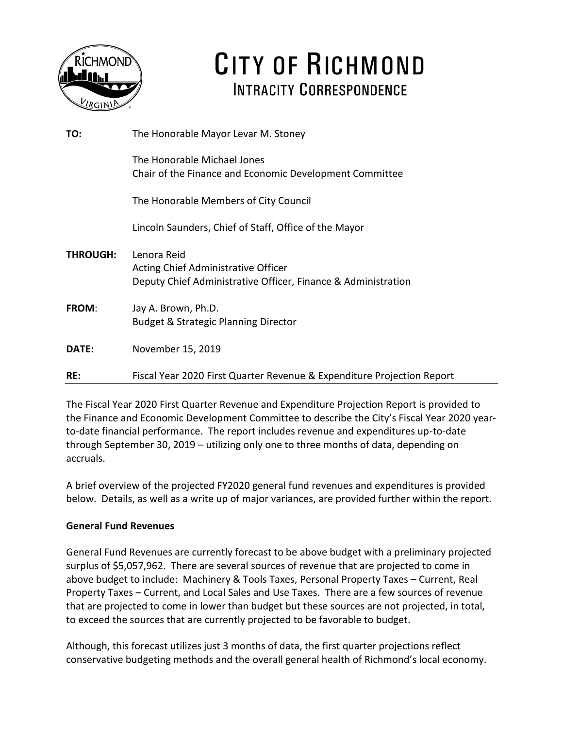# CITY OF RICHMOND

## INTRACITY CORRESPONDENCE

**TO:** The Honorable Mayor Levar M. Stoney

The Honorable Michael Jones
Chair of the Finance and Economic Development Committee

The Honorable Members of City Council

Lincoln Saunders, Chief of Staff, Office of the Mayor

**THROUGH:** Lenora Reid
Acting Chief Administrative Officer
Deputy Chief Administrative Officer, Finance & Administration

**FROM**: Jay A. Brown, Ph.D.
Budget & Strategic Planning Director

**DATE:** November 15, 2019

**RE:** Fiscal Year 2020 First Quarter Revenue & Expenditure Projection Report

---

The Fiscal Year 2020 First Quarter Revenue and Expenditure Projection Report is provided to the Finance and Economic Development Committee to describe the City's Fiscal Year 2020 year-to-date financial performance. The report includes revenue and expenditures up-to-date through September 30, 2019 – utilizing only one to three months of data, depending on accruals.

A brief overview of the projected FY2020 general fund revenues and expenditures is provided below. Details, as well as a write up of major variances, are provided further within the report.

**General Fund Revenues**

General Fund Revenues are currently forecast to be above budget with a preliminary projected surplus of $5,057,962. There are several sources of revenue that are projected to come in above budget to include: Machinery & Tools Taxes, Personal Property Taxes – Current, Real Property Taxes – Current, and Local Sales and Use Taxes. There are a few sources of revenue that are projected to come in lower than budget but these sources are not projected, in total, to exceed the sources that are currently projected to be favorable to budget.

Although, this forecast utilizes just 3 months of data, the first quarter projections reflect conservative budgeting methods and the overall general health of Richmond's local economy.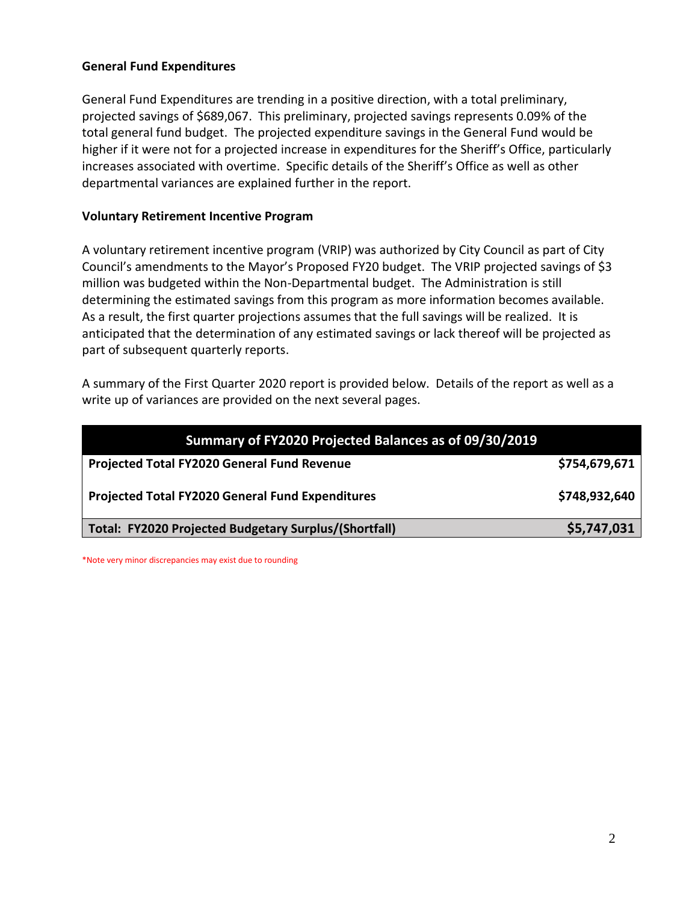**General Fund Expenditures**

General Fund Expenditures are trending in a positive direction, with a total preliminary, projected savings of $689,067. This preliminary, projected savings represents 0.09% of the total general fund budget. The projected expenditure savings in the General Fund would be higher if it were not for a projected increase in expenditures for the Sheriff's Office, particularly increases associated with overtime. Specific details of the Sheriff's Office as well as other departmental variances are explained further in the report.

**Voluntary Retirement Incentive Program**

A voluntary retirement incentive program (VRIP) was authorized by City Council as part of City Council's amendments to the Mayor's Proposed FY20 budget. The VRIP projected savings of $3 million was budgeted within the Non-Departmental budget. The Administration is still determining the estimated savings from this program as more information becomes available. As a result, the first quarter projections assumes that the full savings will be realized. It is anticipated that the determination of any estimated savings or lack thereof will be projected as part of subsequent quarterly reports.

A summary of the First Quarter 2020 report is provided below. Details of the report as well as a write up of variances are provided on the next several pages.

| Summary of FY2020 Projected Balances as of 09/30/2019 | |
|---|---|
| **Projected Total FY2020 General Fund Revenue** | **$754,679,671** |
| **Projected Total FY2020 General Fund Expenditures** | **$748,932,640** |
| **Total: FY2020 Projected Budgetary Surplus/(Shortfall)** | **$5,747,031** |

*Note very minor discrepancies may exist due to rounding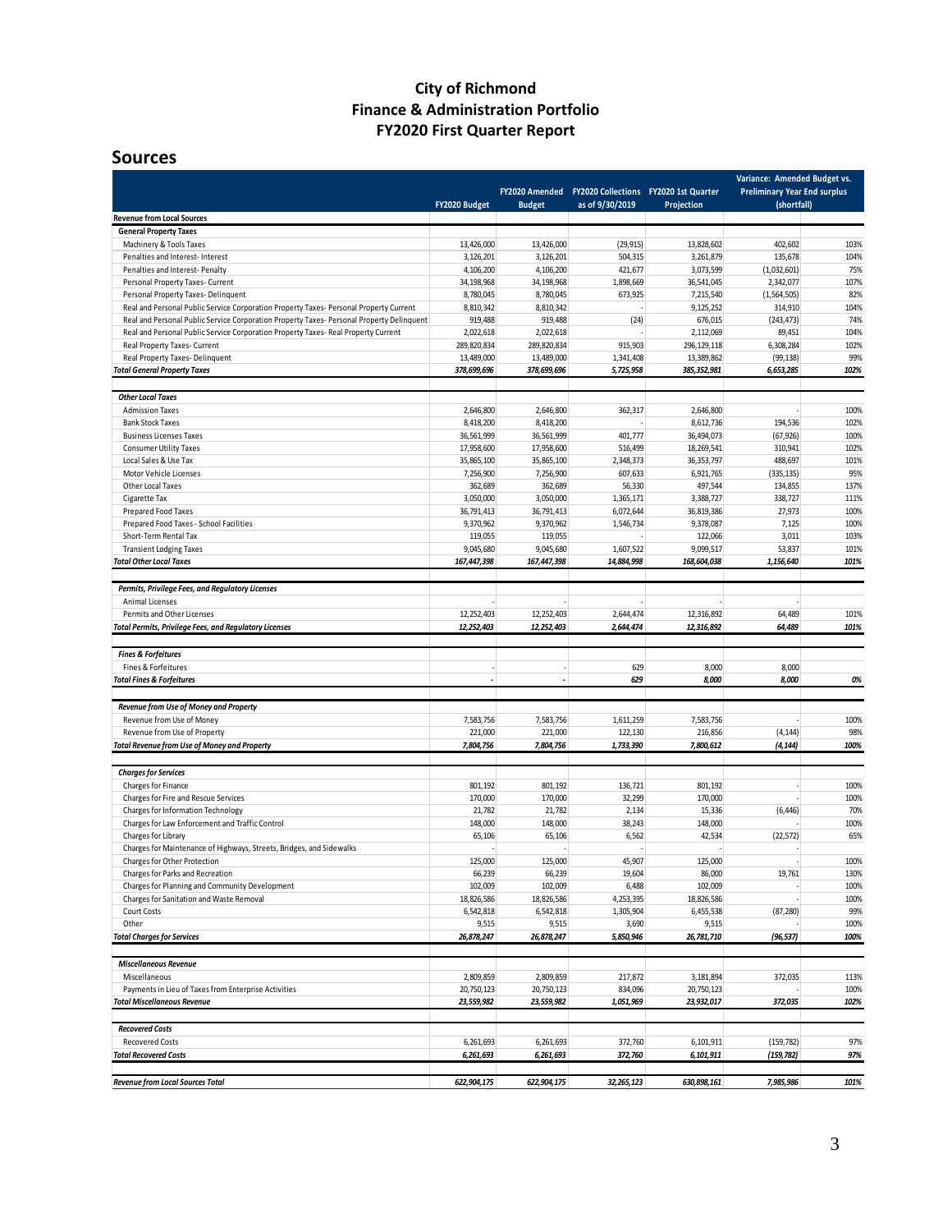# City of Richmond
# Finance & Administration Portfolio
# FY2020 First Quarter Report

## Sources

| | FY2020 Budget | FY2020 Amended Budget | FY2020 Collections as of 9/30/2019 | FY2020 1st Quarter Projection | Variance: Amended Budget vs. Preliminary Year End surplus (shortfall) | |
|---|---|---|---|---|---|---|
| **Revenue from Local Sources** | | | | | | |
| **General Property Taxes** | | | | | | |
| Machinery & Tools Taxes | 13,426,000 | 13,426,000 | (29,915) | 13,828,602 | 402,602 | 103% |
| Penalties and Interest- Interest | 3,126,201 | 3,126,201 | 504,315 | 3,261,879 | 135,678 | 104% |
| Penalties and Interest- Penalty | 4,106,200 | 4,106,200 | 421,677 | 3,073,599 | (1,032,601) | 75% |
| Personal Property Taxes- Current | 34,198,968 | 34,198,968 | 1,898,669 | 36,541,045 | 2,342,077 | 107% |
| Personal Property Taxes- Delinquent | 8,780,045 | 8,780,045 | 673,925 | 7,215,540 | (1,564,505) | 82% |
| Real and Personal Public Service Corporation Property Taxes- Personal Property Current | 8,810,342 | 8,810,342 | - | 9,125,252 | 314,910 | 104% |
| Real and Personal Public Service Corporation Property Taxes- Personal Property Delinquent | 919,488 | 919,488 | (24) | 676,015 | (243,473) | 74% |
| Real and Personal Public Service Corporation Property Taxes- Real Property Current | 2,022,618 | 2,022,618 | - | 2,112,069 | 89,451 | 104% |
| Real Property Taxes- Current | 289,820,834 | 289,820,834 | 915,903 | 296,129,118 | 6,308,284 | 102% |
| Real Property Taxes- Delinquent | 13,489,000 | 13,489,000 | 1,341,408 | 13,389,862 | (99,138) | 99% |
| ***Total General Property Taxes*** | ***378,699,696*** | ***378,699,696*** | ***5,725,958*** | ***385,352,981*** | ***6,653,285*** | ***102%*** |
| | | | | | | |
| ***Other Local Taxes*** | | | | | | |
| Admission Taxes | 2,646,800 | 2,646,800 | 362,317 | 2,646,800 | - | 100% |
| Bank Stock Taxes | 8,418,200 | 8,418,200 | - | 8,612,736 | 194,536 | 102% |
| Business Licenses Taxes | 36,561,999 | 36,561,999 | 401,777 | 36,494,073 | (67,926) | 100% |
| Consumer Utility Taxes | 17,958,600 | 17,958,600 | 516,499 | 18,269,541 | 310,941 | 102% |
| Local Sales & Use Tax | 35,865,100 | 35,865,100 | 2,348,373 | 36,353,797 | 488,697 | 101% |
| Motor Vehicle Licenses | 7,256,900 | 7,256,900 | 607,633 | 6,921,765 | (335,135) | 95% |
| Other Local Taxes | 362,689 | 362,689 | 56,330 | 497,544 | 134,855 | 137% |
| Cigarette Tax | 3,050,000 | 3,050,000 | 1,365,171 | 3,388,727 | 338,727 | 111% |
| Prepared Food Taxes | 36,791,413 | 36,791,413 | 6,072,644 | 36,819,386 | 27,973 | 100% |
| Prepared Food Taxes - School Facilities | 9,370,962 | 9,370,962 | 1,546,734 | 9,378,087 | 7,125 | 100% |
| Short-Term Rental Tax | 119,055 | 119,055 | - | 122,066 | 3,011 | 103% |
| Transient Lodging Taxes | 9,045,680 | 9,045,680 | 1,607,522 | 9,099,517 | 53,837 | 101% |
| ***Total Other Local Taxes*** | ***167,447,398*** | ***167,447,398*** | ***14,884,998*** | ***168,604,038*** | ***1,156,640*** | ***101%*** |
| | | | | | | |
| ***Permits, Privilege Fees, and Regulatory Licenses*** | | | | | | |
| Animal Licenses | - | - | - | - | - | |
| Permits and Other Licenses | 12,252,403 | 12,252,403 | 2,644,474 | 12,316,892 | 64,489 | 101% |
| ***Total Permits, Privilege Fees, and Regulatory Licenses*** | ***12,252,403*** | ***12,252,403*** | ***2,644,474*** | ***12,316,892*** | ***64,489*** | ***101%*** |
| | | | | | | |
| ***Fines & Forfeitures*** | | | | | | |
| Fines & Forfeitures | - | - | 629 | 8,000 | 8,000 | |
| ***Total Fines & Forfeitures*** | ***-*** | ***-*** | ***629*** | ***8,000*** | ***8,000*** | ***0%*** |
| | | | | | | |
| ***Revenue from Use of Money and Property*** | | | | | | |
| Revenue from Use of Money | 7,583,756 | 7,583,756 | 1,611,259 | 7,583,756 | - | 100% |
| Revenue from Use of Property | 221,000 | 221,000 | 122,130 | 216,856 | (4,144) | 98% |
| ***Total Revenue from Use of Money and Property*** | ***7,804,756*** | ***7,804,756*** | ***1,733,390*** | ***7,800,612*** | ***(4,144)*** | ***100%*** |
| | | | | | | |
| ***Charges for Services*** | | | | | | |
| Charges for Finance | 801,192 | 801,192 | 136,721 | 801,192 | - | 100% |
| Charges for Fire and Rescue Services | 170,000 | 170,000 | 32,299 | 170,000 | - | 100% |
| Charges for Information Technology | 21,782 | 21,782 | 2,134 | 15,336 | (6,446) | 70% |
| Charges for Law Enforcement and Traffic Control | 148,000 | 148,000 | 38,243 | 148,000 | - | 100% |
| Charges for Library | 65,106 | 65,106 | 6,562 | 42,534 | (22,572) | 65% |
| Charges for Maintenance of Highways, Streets, Bridges, and Sidewalks | - | - | - | - | - | |
| Charges for Other Protection | 125,000 | 125,000 | 45,907 | 125,000 | - | 100% |
| Charges for Parks and Recreation | 66,239 | 66,239 | 19,604 | 86,000 | 19,761 | 130% |
| Charges for Planning and Community Development | 102,009 | 102,009 | 6,488 | 102,009 | - | 100% |
| Charges for Sanitation and Waste Removal | 18,826,586 | 18,826,586 | 4,253,395 | 18,826,586 | - | 100% |
| Court Costs | 6,542,818 | 6,542,818 | 1,305,904 | 6,455,538 | (87,280) | 99% |
| Other | 9,515 | 9,515 | 3,690 | 9,515 | - | 100% |
| ***Total Charges for Services*** | ***26,878,247*** | ***26,878,247*** | ***5,850,946*** | ***26,781,710*** | ***(96,537)*** | ***100%*** |
| | | | | | | |
| ***Miscellaneous Revenue*** | | | | | | |
| Miscellaneous | 2,809,859 | 2,809,859 | 217,872 | 3,181,894 | 372,035 | 113% |
| Payments in Lieu of Taxes from Enterprise Activities | 20,750,123 | 20,750,123 | 834,096 | 20,750,123 | - | 100% |
| ***Total Miscellaneous Revenue*** | ***23,559,982*** | ***23,559,982*** | ***1,051,969*** | ***23,932,017*** | ***372,035*** | ***102%*** |
| | | | | | | |
| ***Recovered Costs*** | | | | | | |
| Recovered Costs | 6,261,693 | 6,261,693 | 372,760 | 6,101,911 | (159,782) | 97% |
| ***Total Recovered Costs*** | ***6,261,693*** | ***6,261,693*** | ***372,760*** | ***6,101,911*** | ***(159,782)*** | ***97%*** |
| | | | | | | |
| ***Revenue from Local Sources Total*** | ***622,904,175*** | ***622,904,175*** | ***32,265,123*** | ***630,898,161*** | ***7,985,986*** | ***101%*** |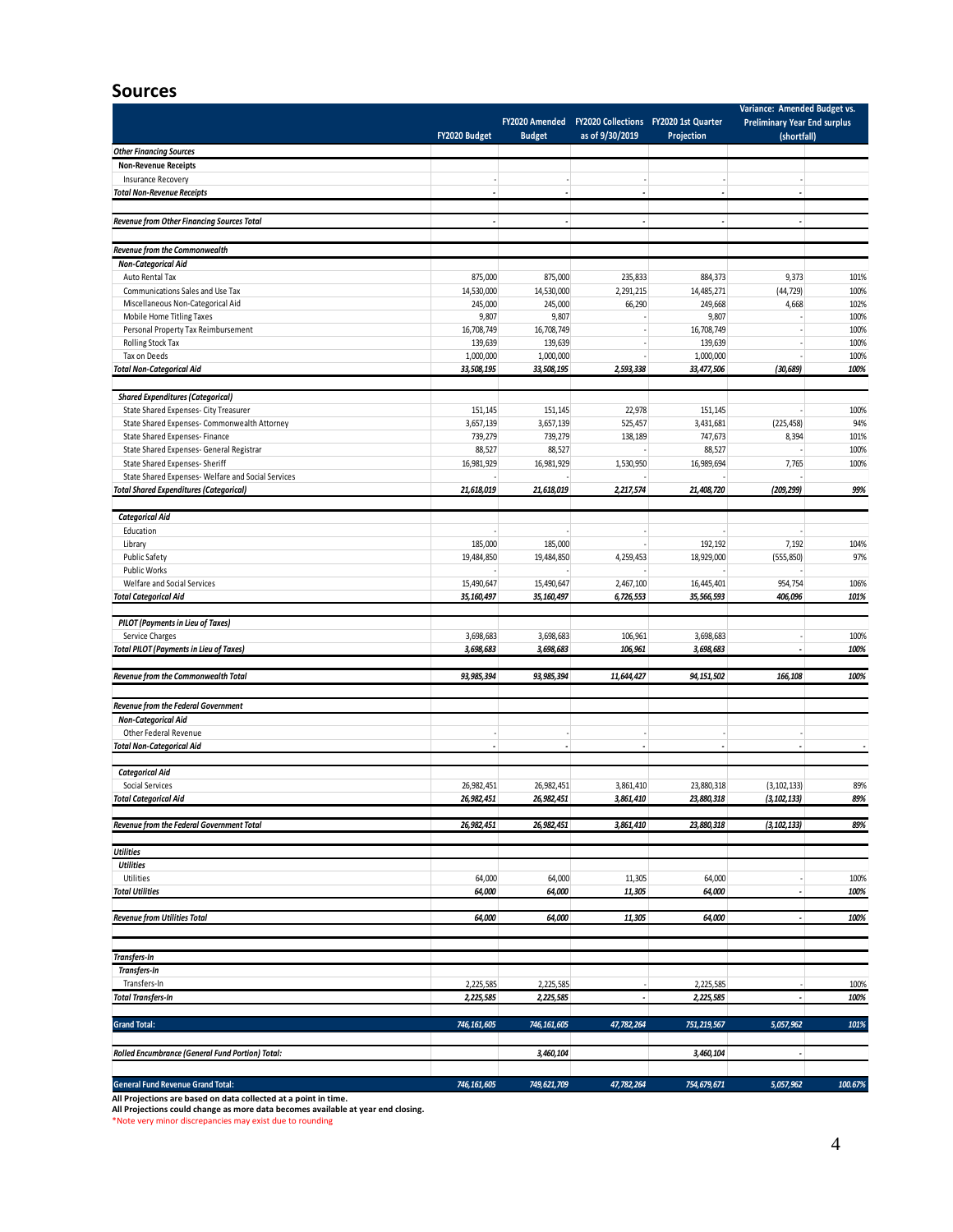## Sources

| | FY2020 Budget | FY2020 Amended Budget | FY2020 Collections as of 9/30/2019 | FY2020 1st Quarter Projection | Variance: Amended Budget vs. Preliminary Year End surplus (shortfall) | |
|---|---|---|---|---|---|---|
| ***Other Financing Sources*** | | | | | | |
| ***Non-Revenue Receipts*** | | | | | | |
| Insurance Recovery | - | - | - | - | - | |
| ***Total Non-Revenue Receipts*** | - | - | - | - | - | |
| | | | | | | |
| ***Revenue from Other Financing Sources Total*** | - | - | - | - | - | |
| | | | | | | |
| ***Revenue from the Commonwealth*** | | | | | | |
| ***Non-Categorical Aid*** | | | | | | |
| Auto Rental Tax | 875,000 | 875,000 | 235,833 | 884,373 | 9,373 | 101% |
| Communications Sales and Use Tax | 14,530,000 | 14,530,000 | 2,291,215 | 14,485,271 | (44,729) | 100% |
| Miscellaneous Non-Categorical Aid | 245,000 | 245,000 | 66,290 | 249,668 | 4,668 | 102% |
| Mobile Home Titling Taxes | 9,807 | 9,807 | - | 9,807 | - | 100% |
| Personal Property Tax Reimbursement | 16,708,749 | 16,708,749 | - | 16,708,749 | - | 100% |
| Rolling Stock Tax | 139,639 | 139,639 | - | 139,639 | - | 100% |
| Tax on Deeds | 1,000,000 | 1,000,000 | - | 1,000,000 | - | 100% |
| ***Total Non-Categorical Aid*** | ***33,508,195*** | ***33,508,195*** | ***2,593,338*** | ***33,477,506*** | ***(30,689)*** | ***100%*** |
| | | | | | | |
| ***Shared Expenditures (Categorical)*** | | | | | | |
| State Shared Expenses- City Treasurer | 151,145 | 151,145 | 22,978 | 151,145 | - | 100% |
| State Shared Expenses- Commonwealth Attorney | 3,657,139 | 3,657,139 | 525,457 | 3,431,681 | (225,458) | 94% |
| State Shared Expenses- Finance | 739,279 | 739,279 | 138,189 | 747,673 | 8,394 | 101% |
| State Shared Expenses- General Registrar | 88,527 | 88,527 | - | 88,527 | - | 100% |
| State Shared Expenses- Sheriff | 16,981,929 | 16,981,929 | 1,530,950 | 16,989,694 | 7,765 | 100% |
| State Shared Expenses- Welfare and Social Services | - | - | - | - | | |
| ***Total Shared Expenditures (Categorical)*** | ***21,618,019*** | ***21,618,019*** | ***2,217,574*** | ***21,408,720*** | ***(209,299)*** | ***99%*** |
| | | | | | | |
| ***Categorical Aid*** | | | | | | |
| Education | - | - | - | - | - | |
| Library | 185,000 | 185,000 | - | 192,192 | 7,192 | 104% |
| Public Safety | 19,484,850 | 19,484,850 | 4,259,453 | 18,929,000 | (555,850) | 97% |
| Public Works | - | - | - | - | - | |
| Welfare and Social Services | 15,490,647 | 15,490,647 | 2,467,100 | 16,445,401 | 954,754 | 106% |
| ***Total Categorical Aid*** | ***35,160,497*** | ***35,160,497*** | ***6,726,553*** | ***35,566,593*** | ***406,096*** | ***101%*** |
| | | | | | | |
| ***PILOT (Payments in Lieu of Taxes)*** | | | | | | |
| Service Charges | 3,698,683 | 3,698,683 | 106,961 | 3,698,683 | - | 100% |
| ***Total PILOT (Payments in Lieu of Taxes)*** | ***3,698,683*** | ***3,698,683*** | ***106,961*** | ***3,698,683*** | - | ***100%*** |
| | | | | | | |
| ***Revenue from the Commonwealth Total*** | ***93,985,394*** | ***93,985,394*** | ***11,644,427*** | ***94,151,502*** | ***166,108*** | ***100%*** |
| | | | | | | |
| ***Revenue from the Federal Government*** | | | | | | |
| ***Non-Categorical Aid*** | | | | | | |
| Other Federal Revenue | - | - | - | - | - | |
| ***Total Non-Categorical Aid*** | - | - | - | - | - | - |
| | | | | | | |
| ***Categorical Aid*** | | | | | | |
| Social Services | 26,982,451 | 26,982,451 | 3,861,410 | 23,880,318 | (3,102,133) | 89% |
| ***Total Categorical Aid*** | ***26,982,451*** | ***26,982,451*** | ***3,861,410*** | ***23,880,318*** | ***(3,102,133)*** | ***89%*** |
| | | | | | | |
| ***Revenue from the Federal Government Total*** | ***26,982,451*** | ***26,982,451*** | ***3,861,410*** | ***23,880,318*** | ***(3,102,133)*** | ***89%*** |
| | | | | | | |
| ***Utilities*** | | | | | | |
| ***Utilities*** | | | | | | |
| Utilities | 64,000 | 64,000 | 11,305 | 64,000 | - | 100% |
| ***Total Utilities*** | ***64,000*** | ***64,000*** | ***11,305*** | ***64,000*** | - | ***100%*** |
| | | | | | | |
| ***Revenue from Utilities Total*** | ***64,000*** | ***64,000*** | ***11,305*** | ***64,000*** | - | ***100%*** |
| | | | | | | |
| ***Transfers-In*** | | | | | | |
| ***Transfers-In*** | | | | | | |
| Transfers-In | 2,225,585 | 2,225,585 | - | 2,225,585 | - | 100% |
| ***Total Transfers-In*** | ***2,225,585*** | ***2,225,585*** | - | ***2,225,585*** | - | ***100%*** |
| | | | | | | |
| **Grand Total:** | ***746,161,605*** | ***746,161,605*** | ***47,782,264*** | ***751,219,567*** | ***5,057,962*** | ***101%*** |
| | | | | | | |
| ***Rolled Encumbrance (General Fund Portion) Total:*** | | ***3,460,104*** | | ***3,460,104*** | - | |
| | | | | | | |
| **General Fund Revenue Grand Total:** | ***746,161,605*** | ***749,621,709*** | ***47,782,264*** | ***754,679,671*** | ***5,057,962*** | ***100.67%*** |

**All Projections are based on data collected at a point in time.**
**All Projections could change as more data becomes available at year end closing.**
*Note very minor discrepancies may exist due to rounding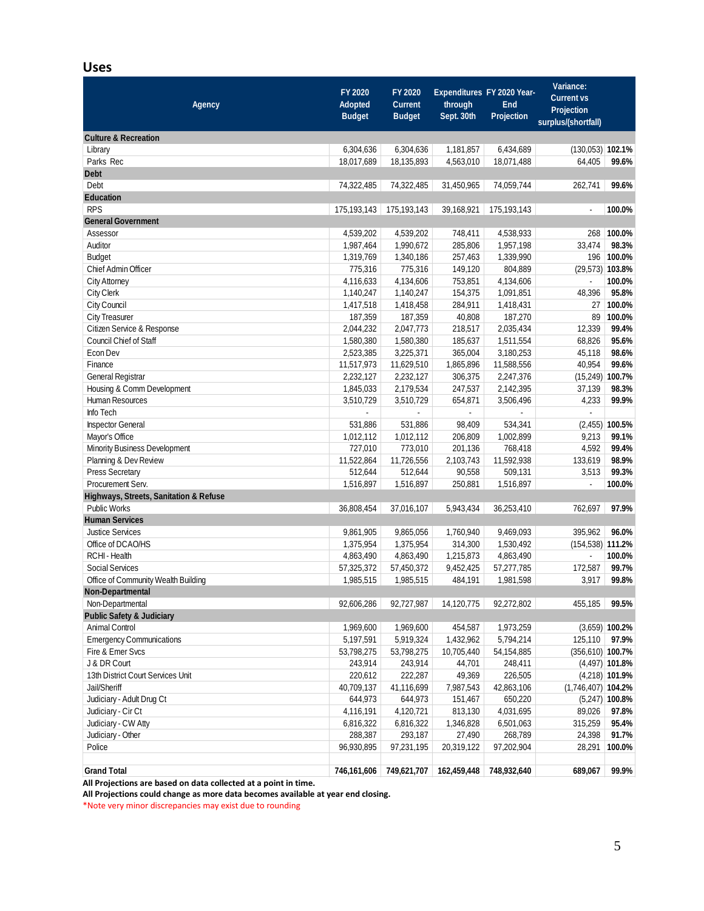## Uses

| Agency | FY 2020 Adopted Budget | FY 2020 Current Budget | Expenditures through Sept. 30th | FY 2020 Year-End Projection | Variance: Current vs Projection surplus/(shortfall) | |
|---|---|---|---|---|---|---|
| **Culture & Recreation** | | | | | | |
| Library | 6,304,636 | 6,304,636 | 1,181,857 | 6,434,689 | (130,053) | **102.1%** |
| Parks Rec | 18,017,689 | 18,135,893 | 4,563,010 | 18,071,488 | 64,405 | **99.6%** |
| **Debt** | | | | | | |
| Debt | 74,322,485 | 74,322,485 | 31,450,965 | 74,059,744 | 262,741 | **99.6%** |
| **Education** | | | | | | |
| RPS | 175,193,143 | 175,193,143 | 39,168,921 | 175,193,143 | - | **100.0%** |
| **General Government** | | | | | | |
| Assessor | 4,539,202 | 4,539,202 | 748,411 | 4,538,933 | 268 | **100.0%** |
| Auditor | 1,987,464 | 1,990,672 | 285,806 | 1,957,198 | 33,474 | **98.3%** |
| Budget | 1,319,769 | 1,340,186 | 257,463 | 1,339,990 | 196 | **100.0%** |
| Chief Admin Officer | 775,316 | 775,316 | 149,120 | 804,889 | (29,573) | **103.8%** |
| City Attorney | 4,116,633 | 4,134,606 | 753,851 | 4,134,606 | - | **100.0%** |
| City Clerk | 1,140,247 | 1,140,247 | 154,375 | 1,091,851 | 48,396 | **95.8%** |
| City Council | 1,417,518 | 1,418,458 | 284,911 | 1,418,431 | 27 | **100.0%** |
| City Treasurer | 187,359 | 187,359 | 40,808 | 187,270 | 89 | **100.0%** |
| Citizen Service & Response | 2,044,232 | 2,047,773 | 218,517 | 2,035,434 | 12,339 | **99.4%** |
| Council Chief of Staff | 1,580,380 | 1,580,380 | 185,637 | 1,511,554 | 68,826 | **95.6%** |
| Econ Dev | 2,523,385 | 3,225,371 | 365,004 | 3,180,253 | 45,118 | **98.6%** |
| Finance | 11,517,973 | 11,629,510 | 1,865,896 | 11,588,556 | 40,954 | **99.6%** |
| General Registrar | 2,232,127 | 2,232,127 | 306,375 | 2,247,376 | (15,249) | **100.7%** |
| Housing & Comm Development | 1,845,033 | 2,179,534 | 247,537 | 2,142,395 | 37,139 | **98.3%** |
| Human Resources | 3,510,729 | 3,510,729 | 654,871 | 3,506,496 | 4,233 | **99.9%** |
| Info Tech | - | - | - | - | - | |
| Inspector General | 531,886 | 531,886 | 98,409 | 534,341 | (2,455) | **100.5%** |
| Mayor's Office | 1,012,112 | 1,012,112 | 206,809 | 1,002,899 | 9,213 | **99.1%** |
| Minority Business Development | 727,010 | 773,010 | 201,136 | 768,418 | 4,592 | **99.4%** |
| Planning & Dev Review | 11,522,864 | 11,726,556 | 2,103,743 | 11,592,938 | 133,619 | **98.9%** |
| Press Secretary | 512,644 | 512,644 | 90,558 | 509,131 | 3,513 | **99.3%** |
| Procurement Serv. | 1,516,897 | 1,516,897 | 250,881 | 1,516,897 | - | **100.0%** |
| **Highways, Streets, Sanitation & Refuse** | | | | | | |
| Public Works | 36,808,454 | 37,016,107 | 5,943,434 | 36,253,410 | 762,697 | **97.9%** |
| **Human Services** | | | | | | |
| Justice Services | 9,861,905 | 9,865,056 | 1,760,940 | 9,469,093 | 395,962 | **96.0%** |
| Office of DCAO/HS | 1,375,954 | 1,375,954 | 314,300 | 1,530,492 | (154,538) | **111.2%** |
| RCHI - Health | 4,863,490 | 4,863,490 | 1,215,873 | 4,863,490 | - | **100.0%** |
| Social Services | 57,325,372 | 57,450,372 | 9,452,425 | 57,277,785 | 172,587 | **99.7%** |
| Office of Community Wealth Building | 1,985,515 | 1,985,515 | 484,191 | 1,981,598 | 3,917 | **99.8%** |
| **Non-Departmental** | | | | | | |
| Non-Departmental | 92,606,286 | 92,727,987 | 14,120,775 | 92,272,802 | 455,185 | **99.5%** |
| **Public Safety & Judiciary** | | | | | | |
| Animal Control | 1,969,600 | 1,969,600 | 454,587 | 1,973,259 | (3,659) | **100.2%** |
| Emergency Communications | 5,197,591 | 5,919,324 | 1,432,962 | 5,794,214 | 125,110 | **97.9%** |
| Fire & Emer Svcs | 53,798,275 | 53,798,275 | 10,705,440 | 54,154,885 | (356,610) | **100.7%** |
| J & DR Court | 243,914 | 243,914 | 44,701 | 248,411 | (4,497) | **101.8%** |
| 13th District Court Services Unit | 220,612 | 222,287 | 49,369 | 226,505 | (4,218) | **101.9%** |
| Jail/Sheriff | 40,709,137 | 41,116,699 | 7,987,543 | 42,863,106 | (1,746,407) | **104.2%** |
| Judiciary - Adult Drug Ct | 644,973 | 644,973 | 151,467 | 650,220 | (5,247) | **100.8%** |
| Judiciary - Cir Ct | 4,116,191 | 4,120,721 | 813,130 | 4,031,695 | 89,026 | **97.8%** |
| Judiciary - CW Atty | 6,816,322 | 6,816,322 | 1,346,828 | 6,501,063 | 315,259 | **95.4%** |
| Judiciary - Other | 288,387 | 293,187 | 27,490 | 268,789 | 24,398 | **91.7%** |
| Police | 96,930,895 | 97,231,195 | 20,319,122 | 97,202,904 | 28,291 | **100.0%** |
| | | | | | | |
| **Grand Total** | **746,161,606** | **749,621,707** | **162,459,448** | **748,932,640** | **689,067** | **99.9%** |

**All Projections are based on data collected at a point in time.**
**All Projections could change as more data becomes available at year end closing.**
*Note very minor discrepancies may exist due to rounding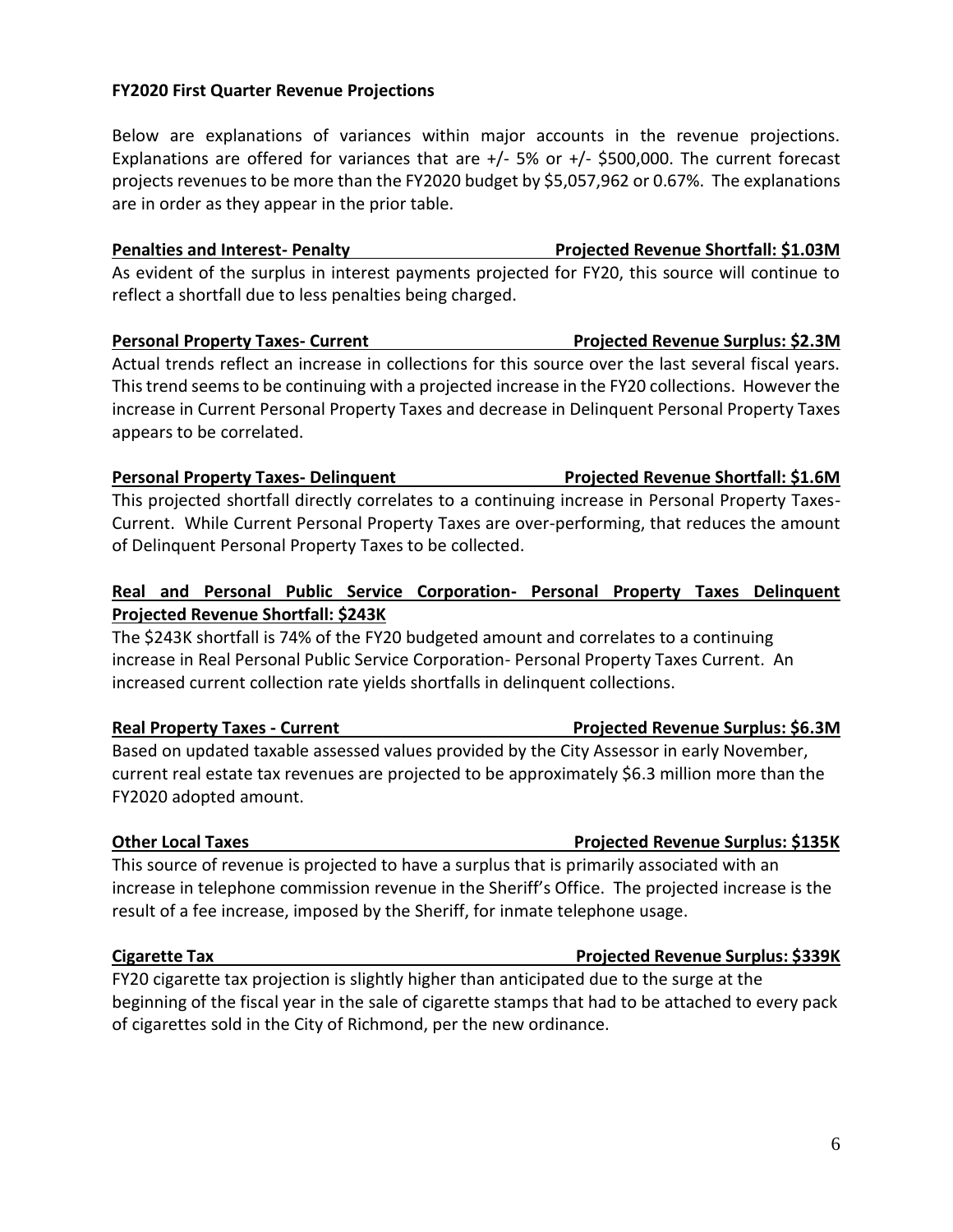**FY2020 First Quarter Revenue Projections**

Below are explanations of variances within major accounts in the revenue projections. Explanations are offered for variances that are +/- 5% or +/- $500,000. The current forecast projects revenues to be more than the FY2020 budget by $5,057,962 or 0.67%. The explanations are in order as they appear in the prior table.

**Penalties and Interest- Penalty — Projected Revenue Shortfall: $1.03M**

As evident of the surplus in interest payments projected for FY20, this source will continue to reflect a shortfall due to less penalties being charged.

**Personal Property Taxes- Current — Projected Revenue Surplus: $2.3M**

Actual trends reflect an increase in collections for this source over the last several fiscal years. This trend seems to be continuing with a projected increase in the FY20 collections. However the increase in Current Personal Property Taxes and decrease in Delinquent Personal Property Taxes appears to be correlated.

**Personal Property Taxes- Delinquent — Projected Revenue Shortfall: $1.6M**

This projected shortfall directly correlates to a continuing increase in Personal Property Taxes-Current. While Current Personal Property Taxes are over-performing, that reduces the amount of Delinquent Personal Property Taxes to be collected.

**Real and Personal Public Service Corporation- Personal Property Taxes Delinquent Projected Revenue Shortfall: $243K**

The $243K shortfall is 74% of the FY20 budgeted amount and correlates to a continuing increase in Real Personal Public Service Corporation- Personal Property Taxes Current. An increased current collection rate yields shortfalls in delinquent collections.

**Real Property Taxes - Current — Projected Revenue Surplus: $6.3M**

Based on updated taxable assessed values provided by the City Assessor in early November, current real estate tax revenues are projected to be approximately $6.3 million more than the FY2020 adopted amount.

**Other Local Taxes — Projected Revenue Surplus: $135K**

This source of revenue is projected to have a surplus that is primarily associated with an increase in telephone commission revenue in the Sheriff's Office. The projected increase is the result of a fee increase, imposed by the Sheriff, for inmate telephone usage.

**Cigarette Tax — Projected Revenue Surplus: $339K**

FY20 cigarette tax projection is slightly higher than anticipated due to the surge at the beginning of the fiscal year in the sale of cigarette stamps that had to be attached to every pack of cigarettes sold in the City of Richmond, per the new ordinance.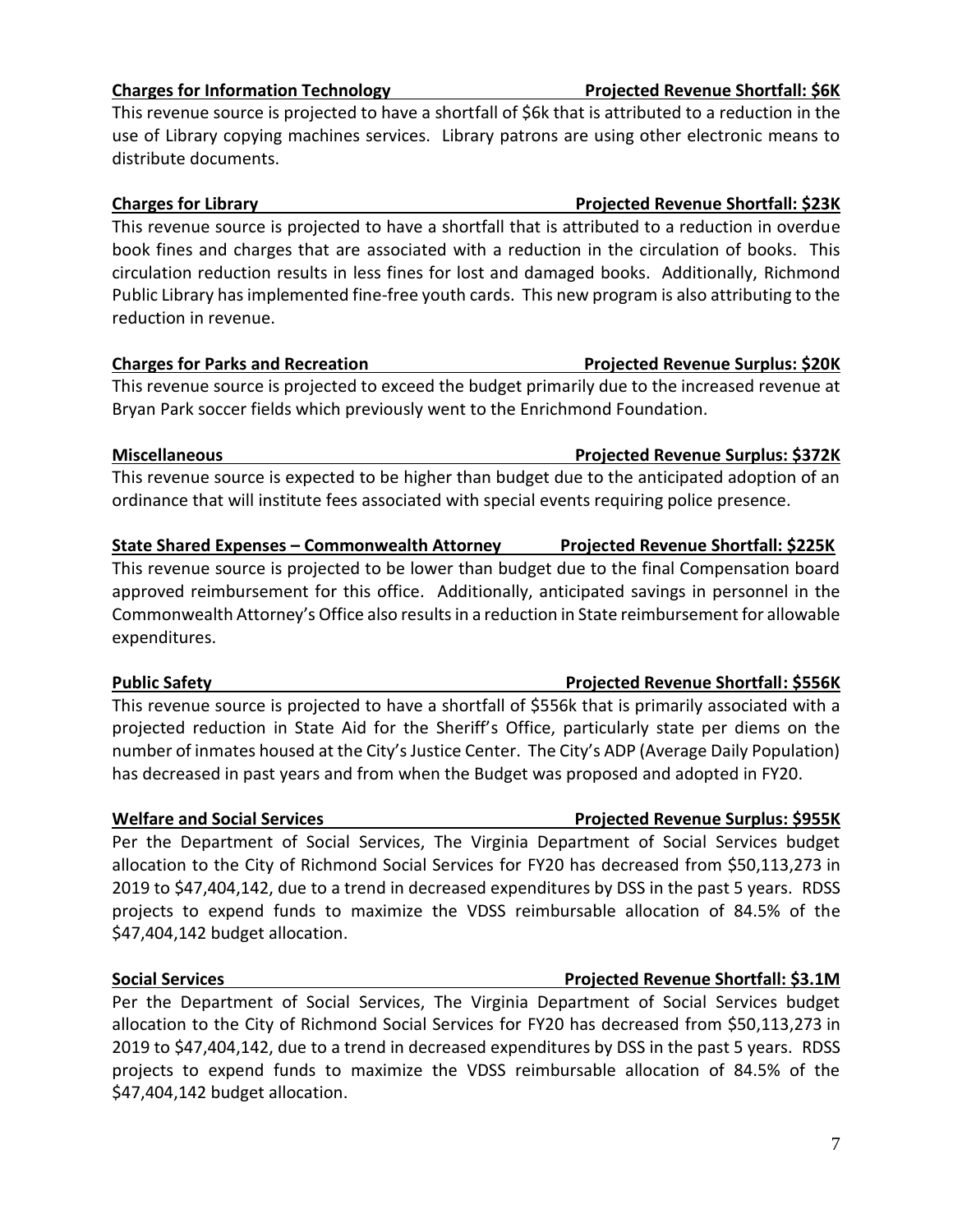**Charges for Information Technology** **Projected Revenue Shortfall: $6K**

This revenue source is projected to have a shortfall of $6k that is attributed to a reduction in the use of Library copying machines services. Library patrons are using other electronic means to distribute documents.

**Charges for Library** **Projected Revenue Shortfall: $23K**

This revenue source is projected to have a shortfall that is attributed to a reduction in overdue book fines and charges that are associated with a reduction in the circulation of books. This circulation reduction results in less fines for lost and damaged books. Additionally, Richmond Public Library has implemented fine-free youth cards. This new program is also attributing to the reduction in revenue.

**Charges for Parks and Recreation** **Projected Revenue Surplus: $20K**

This revenue source is projected to exceed the budget primarily due to the increased revenue at Bryan Park soccer fields which previously went to the Enrichmond Foundation.

**Miscellaneous** **Projected Revenue Surplus: $372K**

This revenue source is expected to be higher than budget due to the anticipated adoption of an ordinance that will institute fees associated with special events requiring police presence.

**State Shared Expenses – Commonwealth Attorney** **Projected Revenue Shortfall: $225K**

This revenue source is projected to be lower than budget due to the final Compensation board approved reimbursement for this office. Additionally, anticipated savings in personnel in the Commonwealth Attorney's Office also results in a reduction in State reimbursement for allowable expenditures.

**Public Safety** **Projected Revenue Shortfall: $556K**

This revenue source is projected to have a shortfall of $556k that is primarily associated with a projected reduction in State Aid for the Sheriff's Office, particularly state per diems on the number of inmates housed at the City's Justice Center. The City's ADP (Average Daily Population) has decreased in past years and from when the Budget was proposed and adopted in FY20.

**Welfare and Social Services** **Projected Revenue Surplus: $955K**

Per the Department of Social Services, The Virginia Department of Social Services budget allocation to the City of Richmond Social Services for FY20 has decreased from $50,113,273 in 2019 to $47,404,142, due to a trend in decreased expenditures by DSS in the past 5 years. RDSS projects to expend funds to maximize the VDSS reimbursable allocation of 84.5% of the $47,404,142 budget allocation.

**Social Services** **Projected Revenue Shortfall: $3.1M**

Per the Department of Social Services, The Virginia Department of Social Services budget allocation to the City of Richmond Social Services for FY20 has decreased from $50,113,273 in 2019 to $47,404,142, due to a trend in decreased expenditures by DSS in the past 5 years. RDSS projects to expend funds to maximize the VDSS reimbursable allocation of 84.5% of the $47,404,142 budget allocation.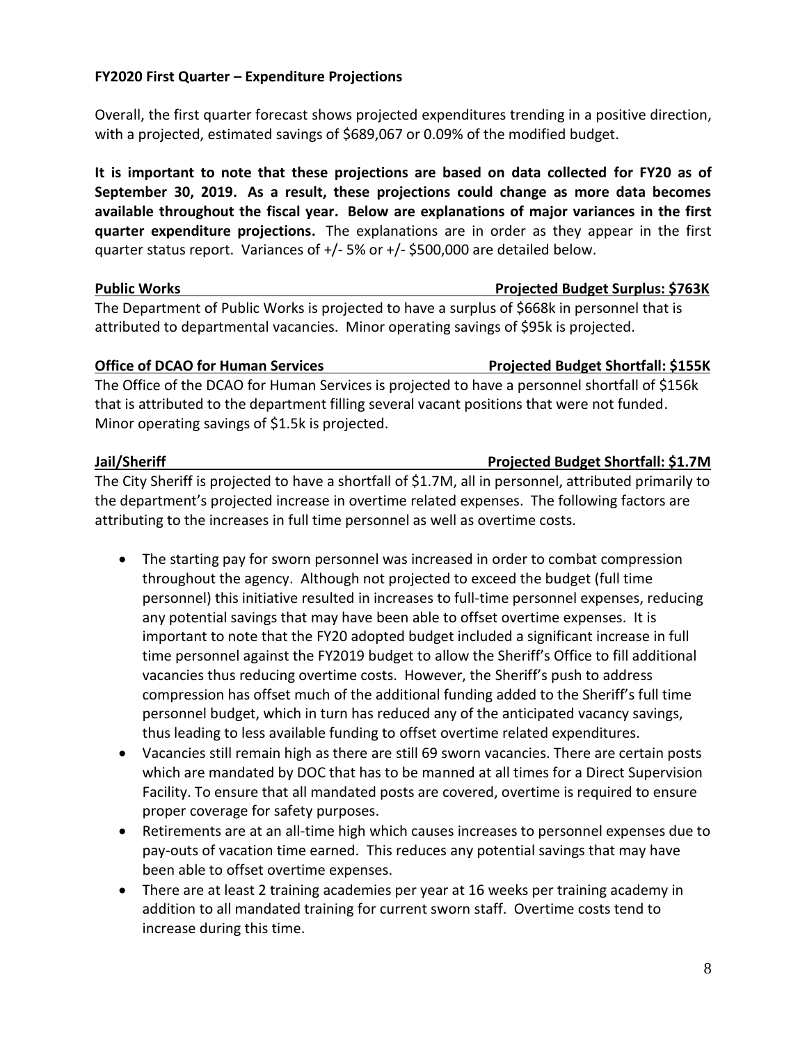**FY2020 First Quarter – Expenditure Projections**

Overall, the first quarter forecast shows projected expenditures trending in a positive direction, with a projected, estimated savings of $689,067 or 0.09% of the modified budget.

**It is important to note that these projections are based on data collected for FY20 as of September 30, 2019. As a result, these projections could change as more data becomes available throughout the fiscal year. Below are explanations of major variances in the first quarter expenditure projections.** The explanations are in order as they appear in the first quarter status report. Variances of +/- 5% or +/- $500,000 are detailed below.

**Public Works — Projected Budget Surplus: $763K**

The Department of Public Works is projected to have a surplus of $668k in personnel that is attributed to departmental vacancies. Minor operating savings of $95k is projected.

**Office of DCAO for Human Services — Projected Budget Shortfall: $155K**

The Office of the DCAO for Human Services is projected to have a personnel shortfall of $156k that is attributed to the department filling several vacant positions that were not funded. Minor operating savings of $1.5k is projected.

**Jail/Sheriff — Projected Budget Shortfall: $1.7M**

The City Sheriff is projected to have a shortfall of $1.7M, all in personnel, attributed primarily to the department's projected increase in overtime related expenses. The following factors are attributing to the increases in full time personnel as well as overtime costs.

- The starting pay for sworn personnel was increased in order to combat compression throughout the agency. Although not projected to exceed the budget (full time personnel) this initiative resulted in increases to full-time personnel expenses, reducing any potential savings that may have been able to offset overtime expenses. It is important to note that the FY20 adopted budget included a significant increase in full time personnel against the FY2019 budget to allow the Sheriff's Office to fill additional vacancies thus reducing overtime costs. However, the Sheriff's push to address compression has offset much of the additional funding added to the Sheriff's full time personnel budget, which in turn has reduced any of the anticipated vacancy savings, thus leading to less available funding to offset overtime related expenditures.
- Vacancies still remain high as there are still 69 sworn vacancies. There are certain posts which are mandated by DOC that has to be manned at all times for a Direct Supervision Facility. To ensure that all mandated posts are covered, overtime is required to ensure proper coverage for safety purposes.
- Retirements are at an all-time high which causes increases to personnel expenses due to pay-outs of vacation time earned. This reduces any potential savings that may have been able to offset overtime expenses.
- There are at least 2 training academies per year at 16 weeks per training academy in addition to all mandated training for current sworn staff. Overtime costs tend to increase during this time.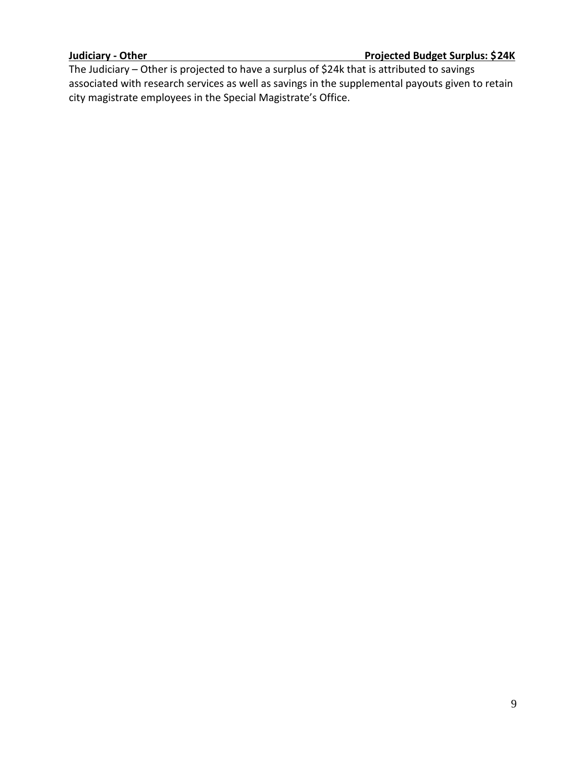**Judiciary - Other** **Projected Budget Surplus: $24K**

The Judiciary – Other is projected to have a surplus of $24k that is attributed to savings associated with research services as well as savings in the supplemental payouts given to retain city magistrate employees in the Special Magistrate's Office.